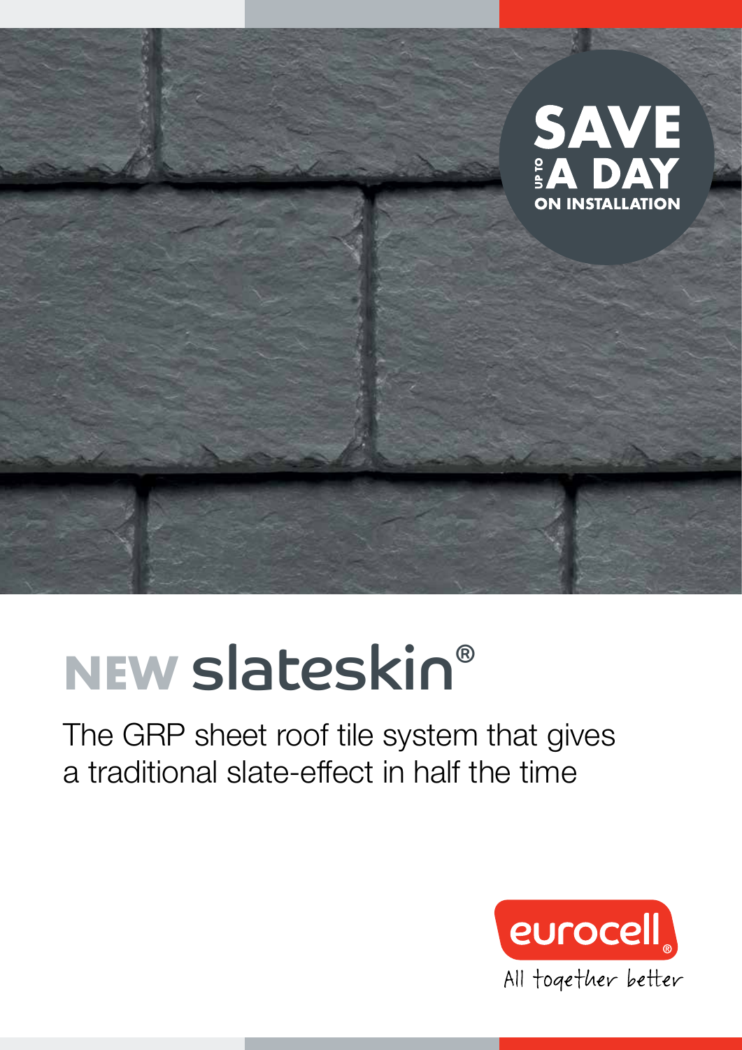SAVE UP TO A DAY ON INSTALLATION

# NEW slateskin®

The GRP sheet roof tile system that gives a traditional slate-effect in half the time

eurocell®

All together better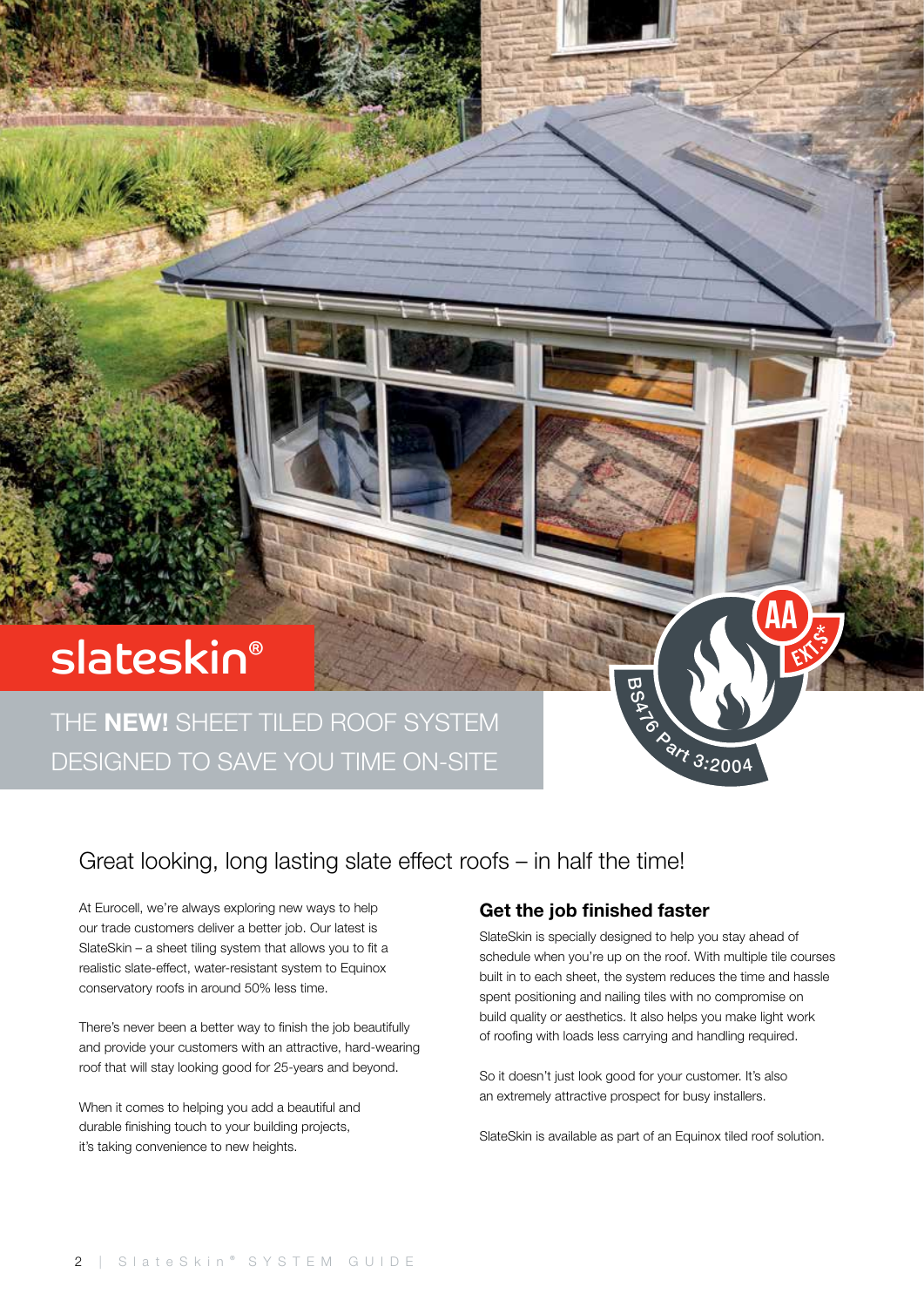# slateskin®

## THE **NEW!** SHEET TILED ROOF SYSTEM DESIGNED TO SAVE YOU TIME ON-SITE

AA EXT.S* BS476 Part 3:2004

## Great looking, long lasting slate effect roofs – in half the time!

At Eurocell, we're always exploring new ways to help our trade customers deliver a better job. Our latest is SlateSkin – a sheet tiling system that allows you to fit a realistic slate-effect, water-resistant system to Equinox conservatory roofs in around 50% less time.

There's never been a better way to finish the job beautifully and provide your customers with an attractive, hard-wearing roof that will stay looking good for 25-years and beyond.

When it comes to helping you add a beautiful and durable finishing touch to your building projects, it's taking convenience to new heights.

### Get the job finished faster

SlateSkin is specially designed to help you stay ahead of schedule when you're up on the roof. With multiple tile courses built in to each sheet, the system reduces the time and hassle spent positioning and nailing tiles with no compromise on build quality or aesthetics. It also helps you make light work of roofing with loads less carrying and handling required.

So it doesn't just look good for your customer. It's also an extremely attractive prospect for busy installers.

SlateSkin is available as part of an Equinox tiled roof solution.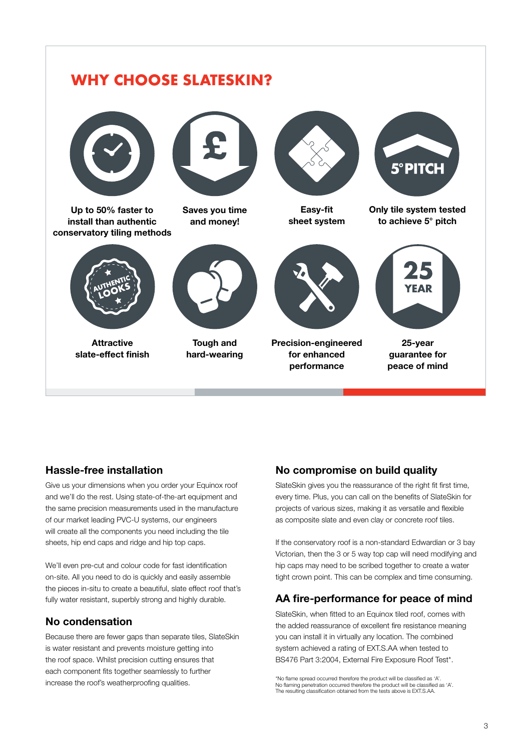## WHY CHOOSE SLATESKIN?

**Up to 50% faster to install than authentic conservatory tiling methods**

**Saves you time and money!**

**Easy-fit sheet system**

**Only tile system tested to achieve 5° pitch**

**Attractive slate-effect finish**

**Tough and hard-wearing**

**Precision-engineered for enhanced performance**

**25-year guarantee for peace of mind**

### Hassle-free installation

Give us your dimensions when you order your Equinox roof and we'll do the rest. Using state-of-the-art equipment and the same precision measurements used in the manufacture of our market leading PVC-U systems, our engineers will create all the components you need including the tile sheets, hip end caps and ridge and hip top caps.

We'll even pre-cut and colour code for fast identification on-site. All you need to do is quickly and easily assemble the pieces in-situ to create a beautiful, slate effect roof that's fully water resistant, superbly strong and highly durable.

### No condensation

Because there are fewer gaps than separate tiles, SlateSkin is water resistant and prevents moisture getting into the roof space. Whilst precision cutting ensures that each component fits together seamlessly to further increase the roof's weatherproofing qualities.

### No compromise on build quality

SlateSkin gives you the reassurance of the right fit first time, every time. Plus, you can call on the benefits of SlateSkin for projects of various sizes, making it as versatile and flexible as composite slate and even clay or concrete roof tiles.

If the conservatory roof is a non-standard Edwardian or 3 bay Victorian, then the 3 or 5 way top cap will need modifying and hip caps may need to be scribed together to create a water tight crown point. This can be complex and time consuming.

### AA fire-performance for peace of mind

SlateSkin, when fitted to an Equinox tiled roof, comes with the added reassurance of excellent fire resistance meaning you can install it in virtually any location. The combined system achieved a rating of EXT.S.AA when tested to BS476 Part 3:2004, External Fire Exposure Roof Test*.

*No flame spread occurred therefore the product will be classified as 'A'.
No flaming penetration occurred therefore the product will be classified as 'A'.
The resulting classification obtained from the tests above is EXT.S.AA.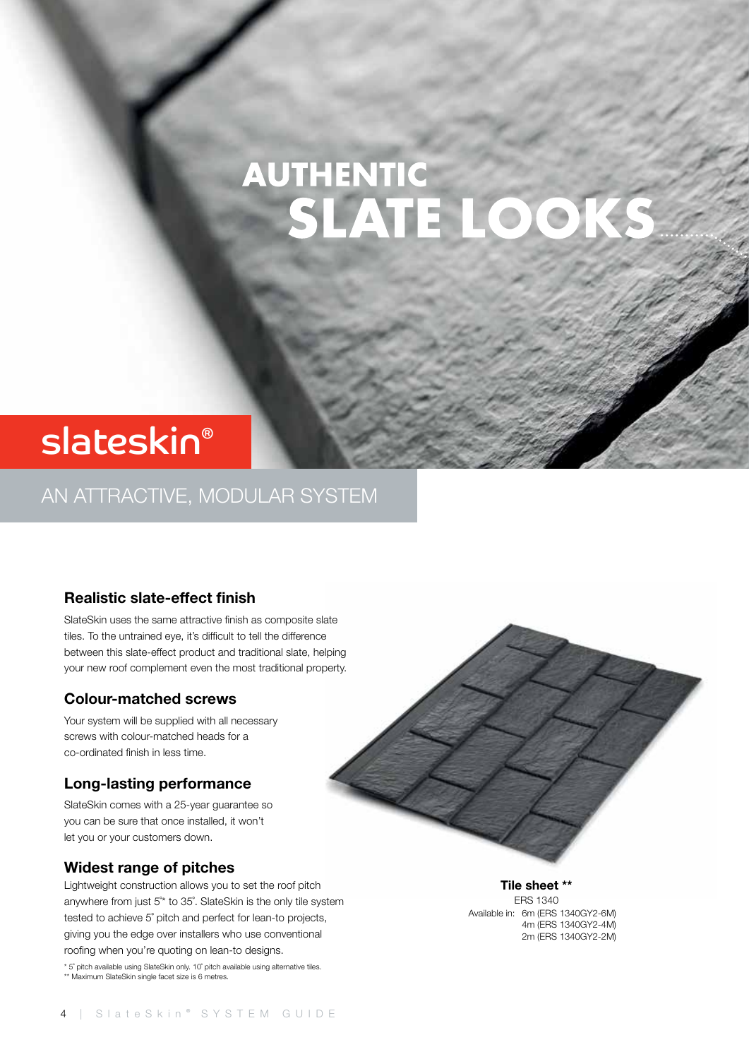# AUTHENTIC SLATE LOOKS

## slateskin®

AN ATTRACTIVE, MODULAR SYSTEM

### Realistic slate-effect finish

SlateSkin uses the same attractive finish as composite slate tiles. To the untrained eye, it's difficult to tell the difference between this slate-effect product and traditional slate, helping your new roof complement even the most traditional property.

### Colour-matched screws

Your system will be supplied with all necessary screws with colour-matched heads for a co-ordinated finish in less time.

### Long-lasting performance

SlateSkin comes with a 25-year guarantee so you can be sure that once installed, it won't let you or your customers down.

### Widest range of pitches

Lightweight construction allows you to set the roof pitch anywhere from just 5°* to 35°. SlateSkin is the only tile system tested to achieve 5° pitch and perfect for lean-to projects, giving you the edge over installers who use conventional roofing when you're quoting on lean-to designs.

\* 5° pitch available using SlateSkin only. 10° pitch available using alternative tiles.
\** Maximum SlateSkin single facet size is 6 metres.

**Tile sheet \*\***

ERS 1340

Available in: 6m (ERS 1340GY2-6M)
4m (ERS 1340GY2-4M)
2m (ERS 1340GY2-2M)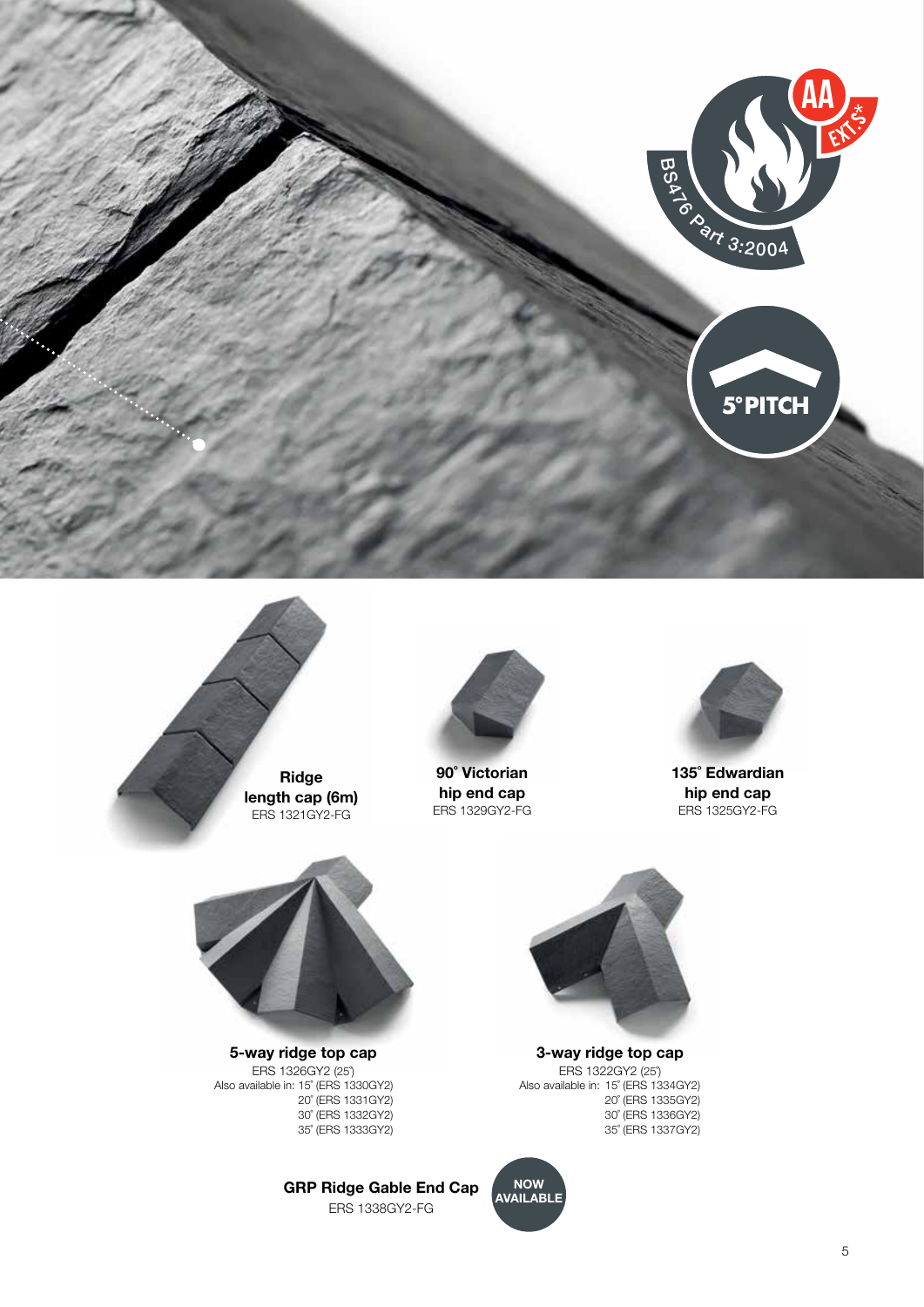AA

EXT.S*

BS476 Part 3:2004

5° PITCH

**Ridge length cap (6m)**
ERS 1321GY2-FG

**90° Victorian hip end cap**
ERS 1329GY2-FG

**135° Edwardian hip end cap**
ERS 1325GY2-FG

**5-way ridge top cap**
ERS 1326GY2 (25°)
Also available in: 15° (ERS 1330GY2)
20° (ERS 1331GY2)
30° (ERS 1332GY2)
35° (ERS 1333GY2)

**3-way ridge top cap**
ERS 1322GY2 (25°)
Also available in: 15° (ERS 1334GY2)
20° (ERS 1335GY2)
30° (ERS 1336GY2)
35° (ERS 1337GY2)

**GRP Ridge Gable End Cap**
ERS 1338GY2-FG

NOW AVAILABLE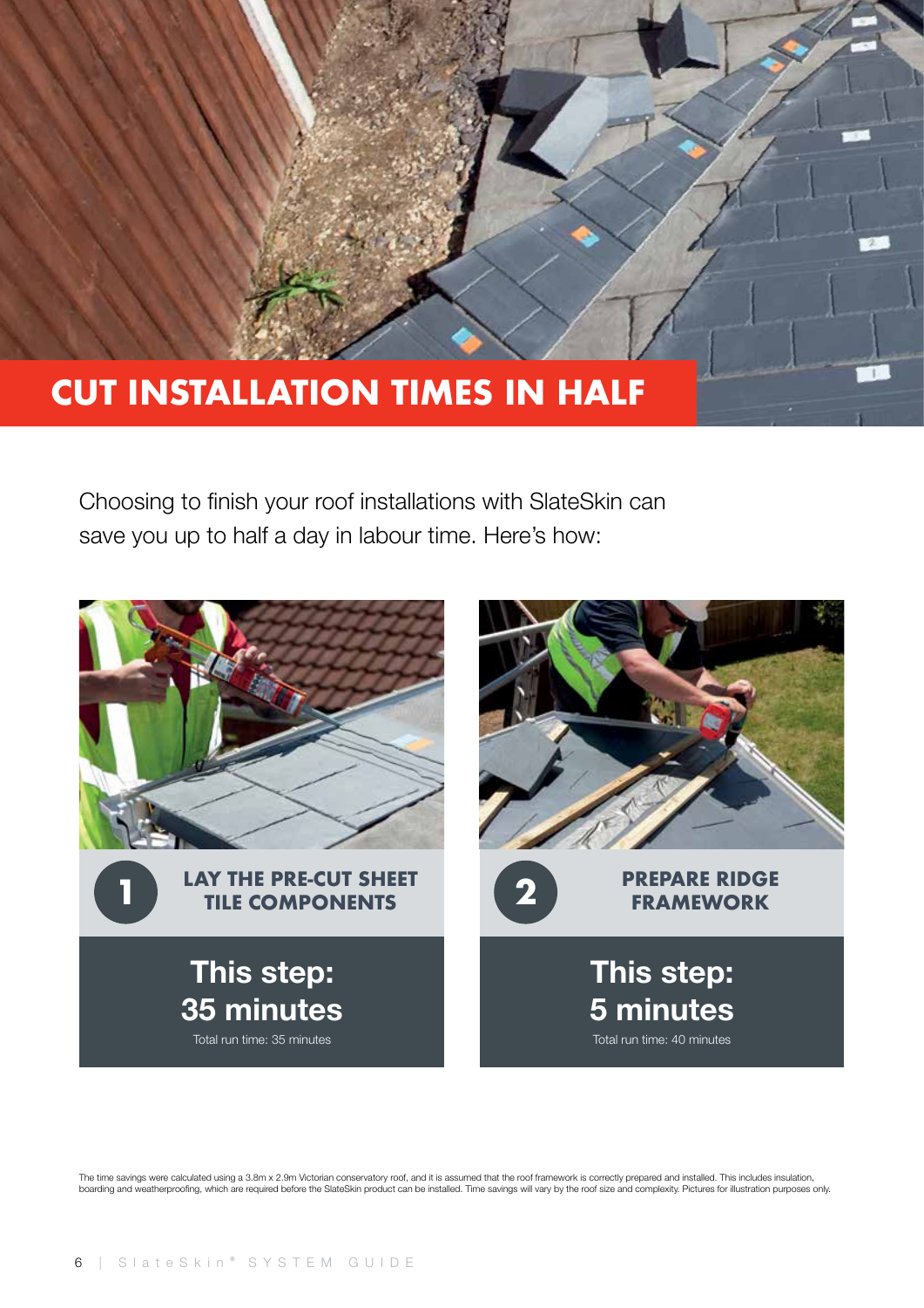# CUT INSTALLATION TIMES IN HALF

Choosing to finish your roof installations with SlateSkin can save you up to half a day in labour time. Here's how:

## 1 LAY THE PRE-CUT SHEET TILE COMPONENTS

**This step: 35 minutes**

Total run time: 35 minutes

## 2 PREPARE RIDGE FRAMEWORK

**This step: 5 minutes**

Total run time: 40 minutes

The time savings were calculated using a 3.8m x 2.9m Victorian conservatory roof, and it is assumed that the roof framework is correctly prepared and installed. This includes insulation, boarding and weatherproofing, which are required before the SlateSkin product can be installed. Time savings will vary by the roof size and complexity. Pictures for illustration purposes only.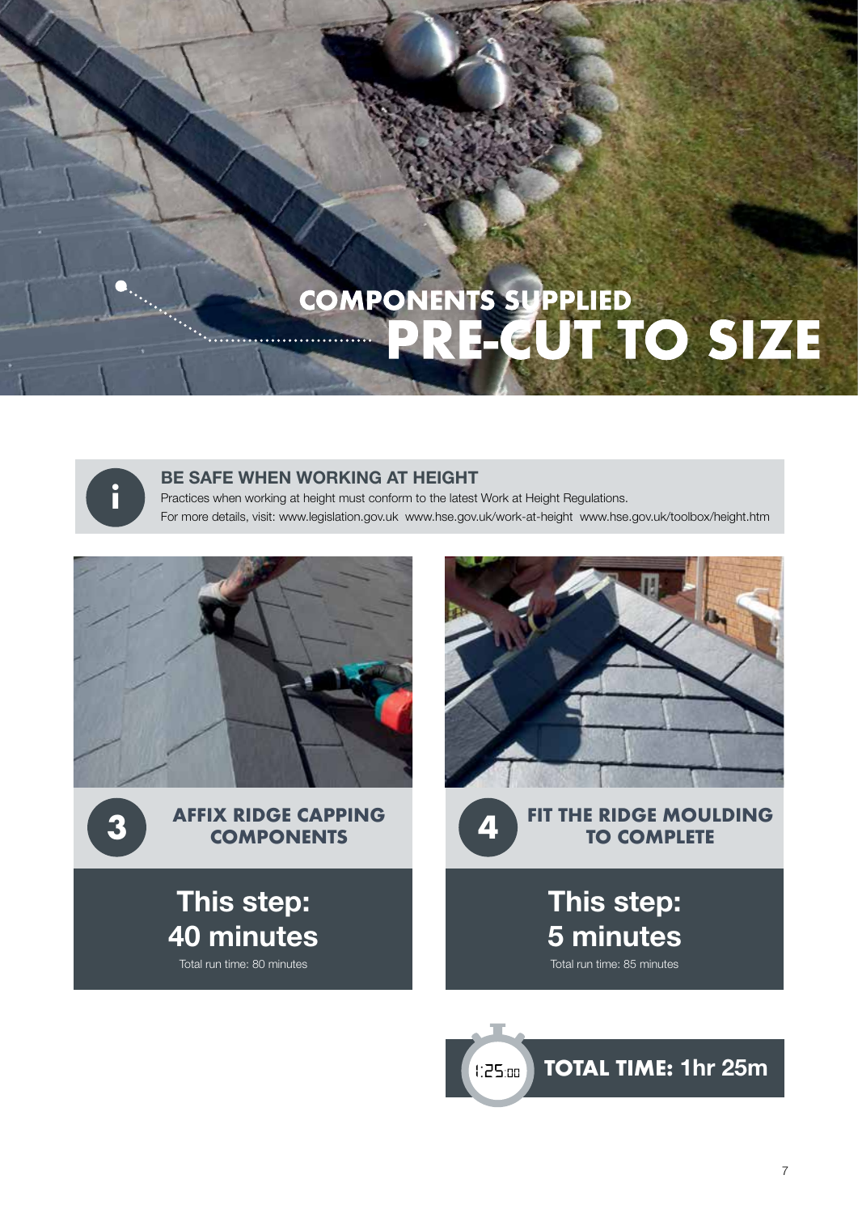# COMPONENTS SUPPLIED PRE-CUT TO SIZE

**BE SAFE WHEN WORKING AT HEIGHT**

Practices when working at height must conform to the latest Work at Height Regulations.
For more details, visit: www.legislation.gov.uk www.hse.gov.uk/work-at-height www.hse.gov.uk/toolbox/height.htm

## 3 AFFIX RIDGE CAPPING COMPONENTS

**This step: 40 minutes**

Total run time: 80 minutes

## 4 FIT THE RIDGE MOULDING TO COMPLETE

**This step: 5 minutes**

Total run time: 85 minutes

1:25.00 **TOTAL TIME: 1hr 25m**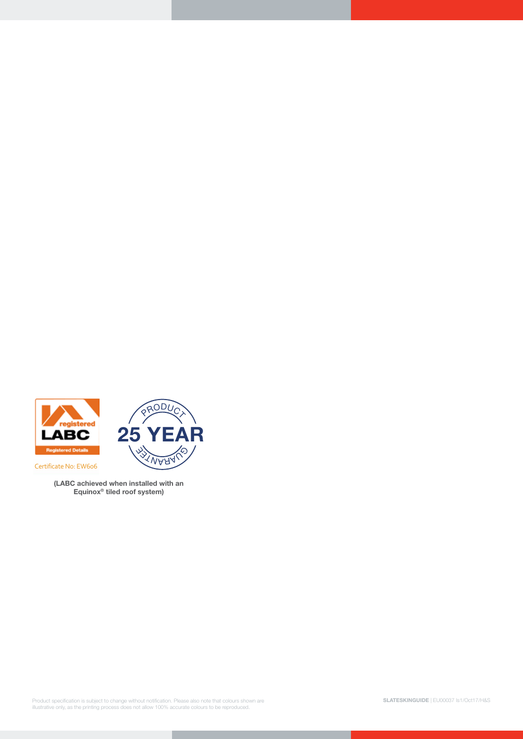registered LABC

Registered Details

Certificate No: EW606

PRODUCT 25 YEAR GUARANTEE

**(LABC achieved when installed with an Equinox® tiled roof system)**

Product specification is subject to change without notification. Please also note that colours shown are illustrative only, as the printing process does not allow 100% accurate colours to be reproduced.

**SLATESKINGUIDE** | EU00037 Is1/Oct17/H&S